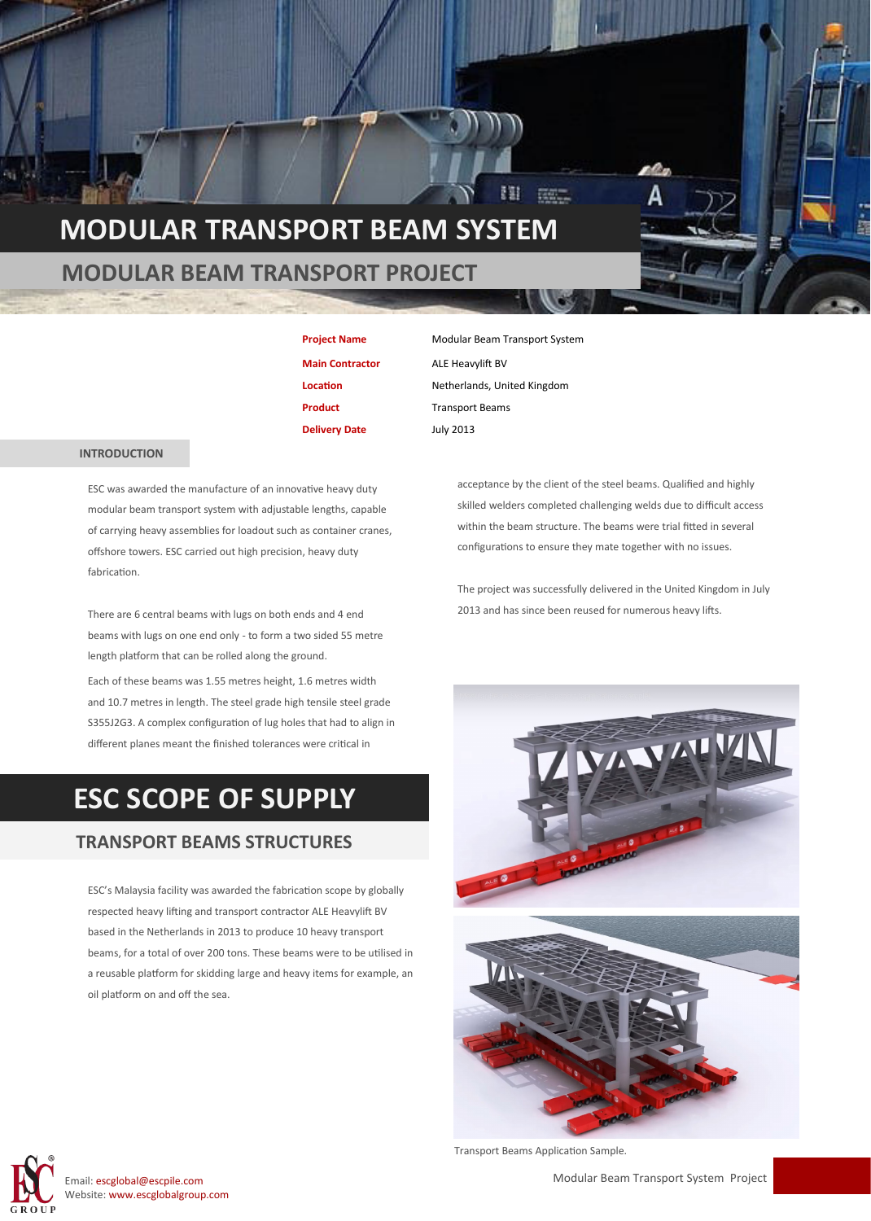# MODULAR TRANSPORT BEAM SYSTEM

## MODULAR BEAM TRANSPORT PROJECT

| | |
|---|---|
| **Project Name** | Modular Beam Transport System |
| **Main Contractor** | ALE Heavylift BV |
| **Location** | Netherlands, United Kingdom |
| **Product** | Transport Beams |
| **Delivery Date** | July 2013 |

### INTRODUCTION

ESC was awarded the manufacture of an innovative heavy duty modular beam transport system with adjustable lengths, capable of carrying heavy assemblies for loadout such as container cranes, offshore towers. ESC carried out high precision, heavy duty fabrication.

There are 6 central beams with lugs on both ends and 4 end beams with lugs on one end only - to form a two sided 55 metre length platform that can be rolled along the ground.

Each of these beams was 1.55 metres height, 1.6 metres width and 10.7 metres in length. The steel grade high tensile steel grade S355J2G3. A complex configuration of lug holes that had to align in different planes meant the finished tolerances were critical in acceptance by the client of the steel beams. Qualified and highly skilled welders completed challenging welds due to difficult access within the beam structure. The beams were trial fitted in several configurations to ensure they mate together with no issues.

The project was successfully delivered in the United Kingdom in July 2013 and has since been reused for numerous heavy lifts.

# ESC SCOPE OF SUPPLY

## TRANSPORT BEAMS STRUCTURES

ESC's Malaysia facility was awarded the fabrication scope by globally respected heavy lifting and transport contractor ALE Heavylift BV based in the Netherlands in 2013 to produce 10 heavy transport beams, for a total of over 200 tons. These beams were to be utilised in a reusable platform for skidding large and heavy items for example, an oil platform on and off the sea.

Transport Beams Application Sample.

Email: escglobal@escpile.com
Website: www.escglobalgroup.com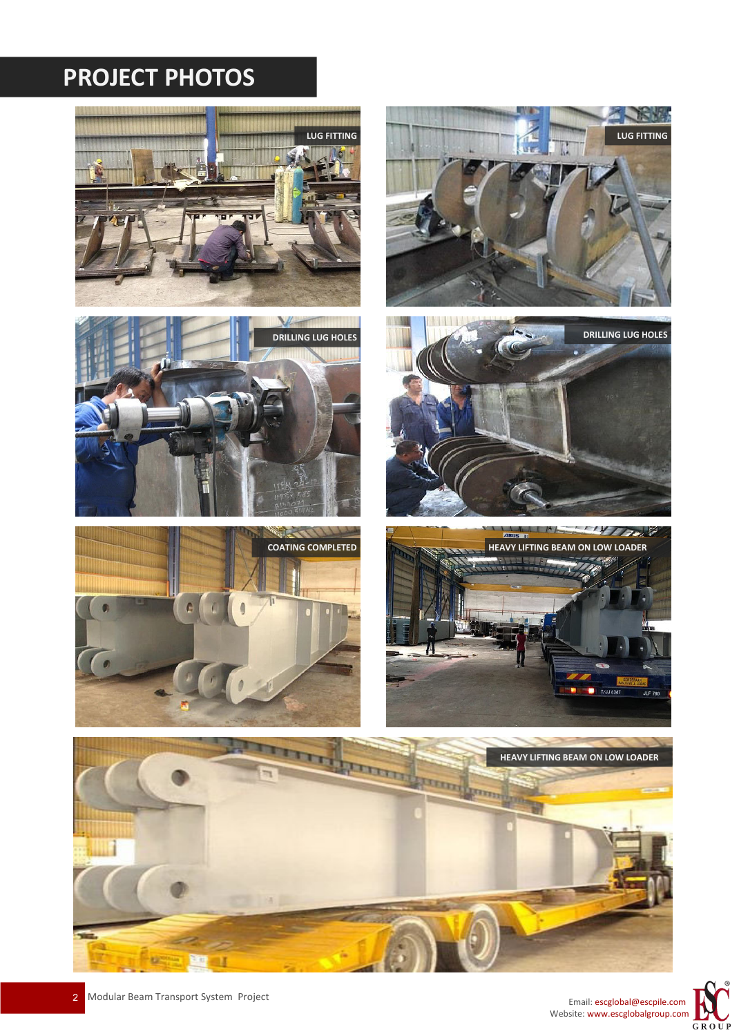# PROJECT PHOTOS

LUG FITTING

LUG FITTING

DRILLING LUG HOLES

DRILLING LUG HOLES

COATING COMPLETED

HEAVY LIFTING BEAM ON LOW LOADER

HEAVY LIFTING BEAM ON LOW LOADER

Email: escglobal@escpile.com
Website: www.escglobalgroup.com